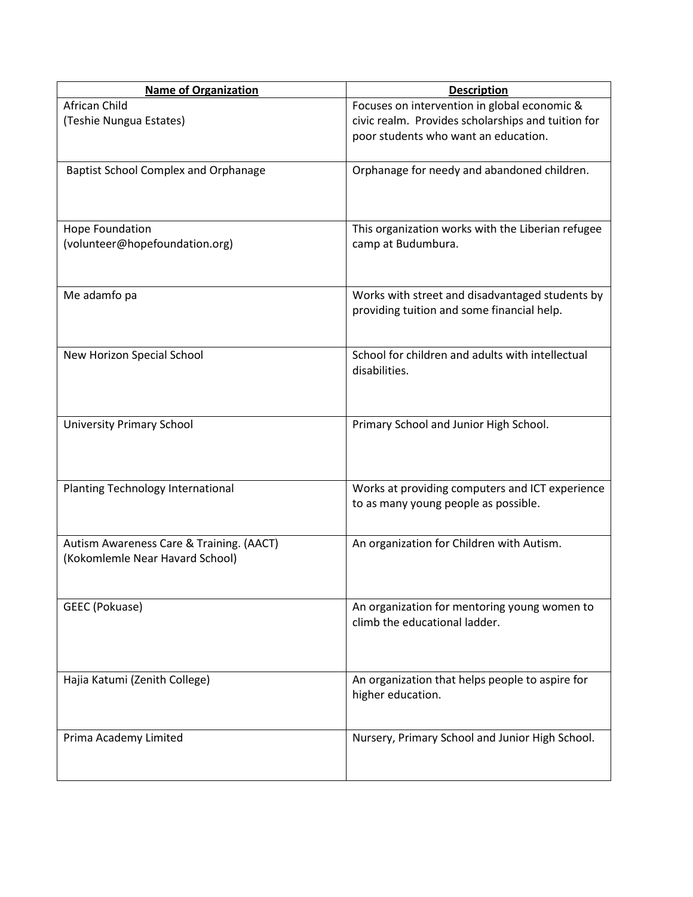| Name of Organization | Description |
|---|---|
| African Child (Teshie Nungua Estates) | Focuses on intervention in global economic & civic realm. Provides scholarships and tuition for poor students who want an education. |
| Baptist School Complex and Orphanage | Orphanage for needy and abandoned children. |
| Hope Foundation (volunteer@hopefoundation.org) | This organization works with the Liberian refugee camp at Budumbura. |
| Me adamfo pa | Works with street and disadvantaged students by providing tuition and some financial help. |
| New Horizon Special School | School for children and adults with intellectual disabilities. |
| University Primary School | Primary School and Junior High School. |
| Planting Technology International | Works at providing computers and ICT experience to as many young people as possible. |
| Autism Awareness Care & Training. (AACT) (Kokomlemle Near Havard School) | An organization for Children with Autism. |
| GEEC (Pokuase) | An organization for mentoring young women to climb the educational ladder. |
| Hajia Katumi (Zenith College) | An organization that helps people to aspire for higher education. |
| Prima Academy Limited | Nursery, Primary School and Junior High School. |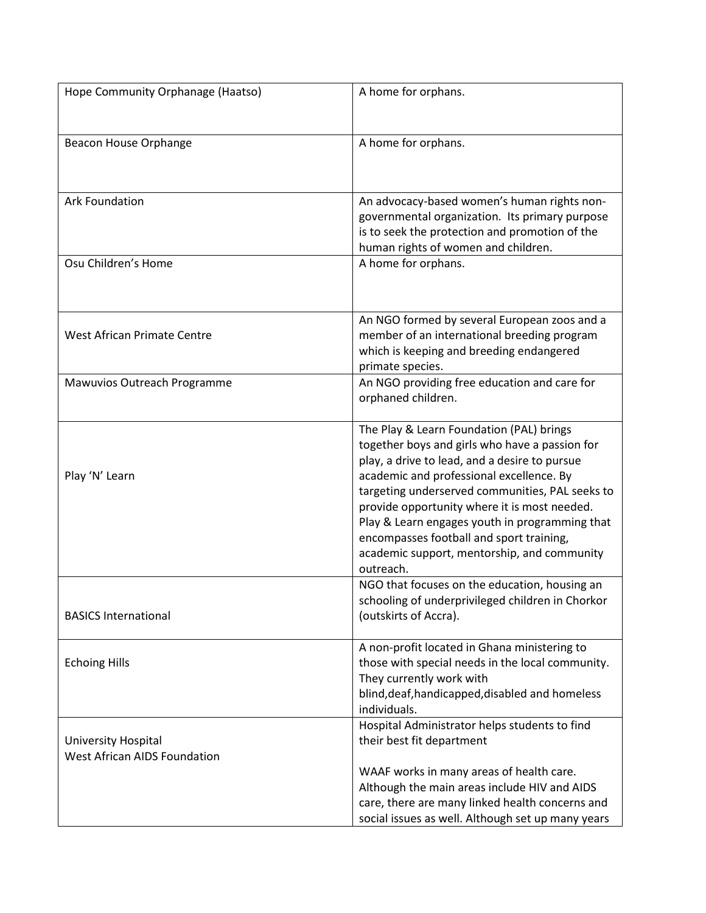| | |
|---|---|
| Hope Community Orphanage (Haatso) | A home for orphans. |
| Beacon House Orphange | A home for orphans. |
| Ark Foundation | An advocacy-based women's human rights non-governmental organization. Its primary purpose is to seek the protection and promotion of the human rights of women and children. |
| Osu Children's Home | A home for orphans. |
| West African Primate Centre | An NGO formed by several European zoos and a member of an international breeding program which is keeping and breeding endangered primate species. |
| Mawuvios Outreach Programme | An NGO providing free education and care for orphaned children. |
| Play 'N' Learn | The Play & Learn Foundation (PAL) brings together boys and girls who have a passion for play, a drive to lead, and a desire to pursue academic and professional excellence. By targeting underserved communities, PAL seeks to provide opportunity where it is most needed. Play & Learn engages youth in programming that encompasses football and sport training, academic support, mentorship, and community outreach. |
| BASICS International | NGO that focuses on the education, housing an schooling of underprivileged children in Chorkor (outskirts of Accra). |
| Echoing Hills | A non-profit located in Ghana ministering to those with special needs in the local community. They currently work with blind,deaf,handicapped,disabled and homeless individuals. |
| University Hospital<br>West African AIDS Foundation | Hospital Administrator helps students to find their best fit department<br><br>WAAF works in many areas of health care. Although the main areas include HIV and AIDS care, there are many linked health concerns and social issues as well. Although set up many years |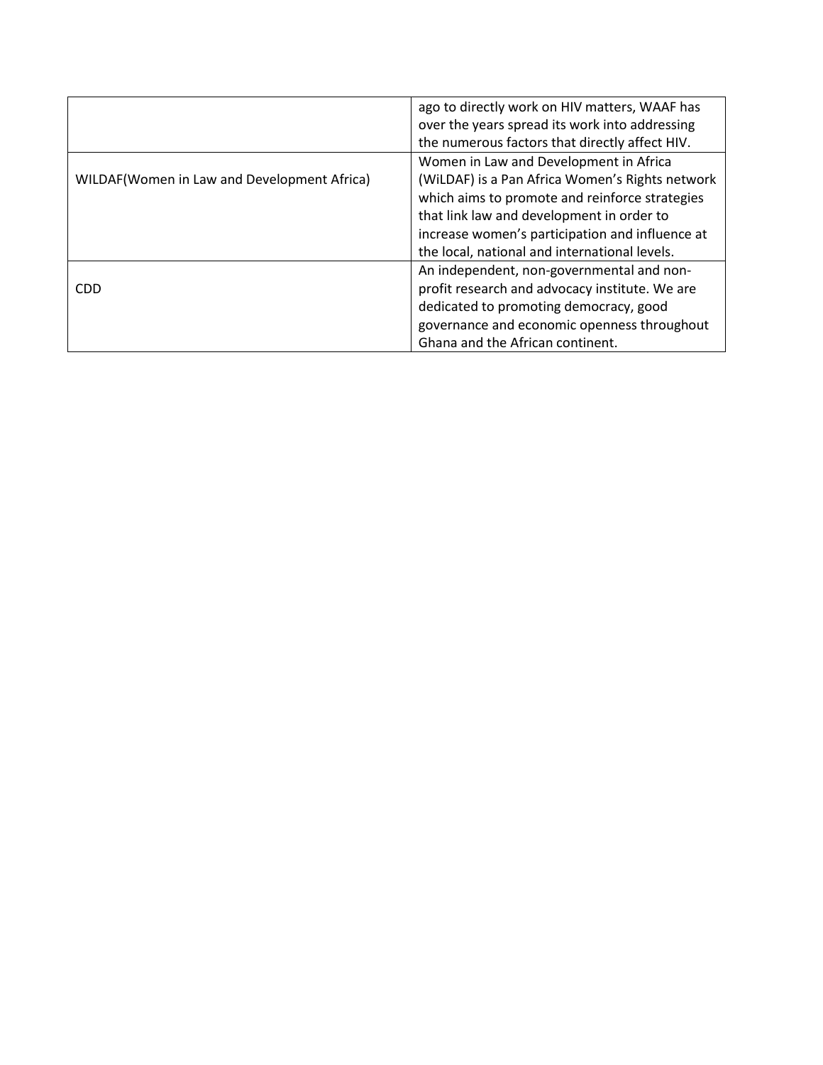| | |
|---|---|
| | ago to directly work on HIV matters, WAAF has over the years spread its work into addressing the numerous factors that directly affect HIV. |
| WILDAF(Women in Law and Development Africa) | Women in Law and Development in Africa (WiLDAF) is a Pan Africa Women's Rights network which aims to promote and reinforce strategies that link law and development in order to increase women's participation and influence at the local, national and international levels. |
| CDD | An independent, non-governmental and non-profit research and advocacy institute. We are dedicated to promoting democracy, good governance and economic openness throughout Ghana and the African continent. |